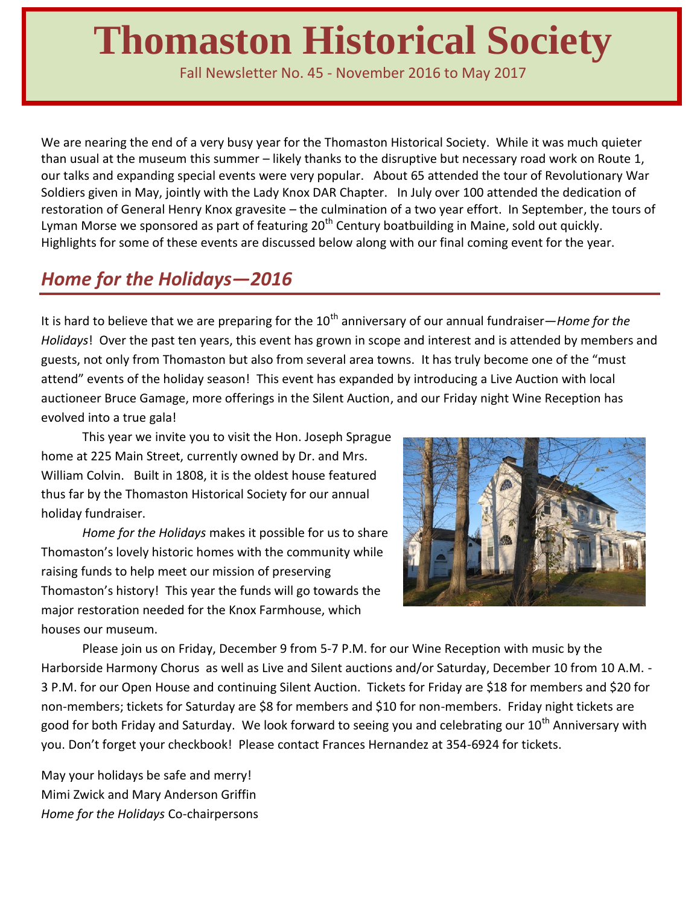# Thomaston Historical Society

Fall Newsletter No. 45 - November 2016 to May 2017

We are nearing the end of a very busy year for the Thomaston Historical Society. While it was much quieter than usual at the museum this summer – likely thanks to the disruptive but necessary road work on Route 1, our talks and expanding special events were very popular. About 65 attended the tour of Revolutionary War Soldiers given in May, jointly with the Lady Knox DAR Chapter. In July over 100 attended the dedication of restoration of General Henry Knox gravesite – the culmination of a two year effort. In September, the tours of Lyman Morse we sponsored as part of featuring 20th Century boatbuilding in Maine, sold out quickly. Highlights for some of these events are discussed below along with our final coming event for the year.

## *Home for the Holidays—2016*

It is hard to believe that we are preparing for the 10th anniversary of our annual fundraiser—*Home for the Holidays*! Over the past ten years, this event has grown in scope and interest and is attended by members and guests, not only from Thomaston but also from several area towns. It has truly become one of the "must attend" events of the holiday season! This event has expanded by introducing a Live Auction with local auctioneer Bruce Gamage, more offerings in the Silent Auction, and our Friday night Wine Reception has evolved into a true gala!

This year we invite you to visit the Hon. Joseph Sprague home at 225 Main Street, currently owned by Dr. and Mrs. William Colvin. Built in 1808, it is the oldest house featured thus far by the Thomaston Historical Society for our annual holiday fundraiser.

*Home for the Holidays* makes it possible for us to share Thomaston's lovely historic homes with the community while raising funds to help meet our mission of preserving Thomaston's history! This year the funds will go towards the major restoration needed for the Knox Farmhouse, which houses our museum.

Please join us on Friday, December 9 from 5-7 P.M. for our Wine Reception with music by the Harborside Harmony Chorus as well as Live and Silent auctions and/or Saturday, December 10 from 10 A.M. - 3 P.M. for our Open House and continuing Silent Auction. Tickets for Friday are $18 for members and $20 for non-members; tickets for Saturday are $8 for members and $10 for non-members. Friday night tickets are good for both Friday and Saturday. We look forward to seeing you and celebrating our 10th Anniversary with you. Don't forget your checkbook! Please contact Frances Hernandez at 354-6924 for tickets.

May your holidays be safe and merry!
Mimi Zwick and Mary Anderson Griffin
*Home for the Holidays* Co-chairpersons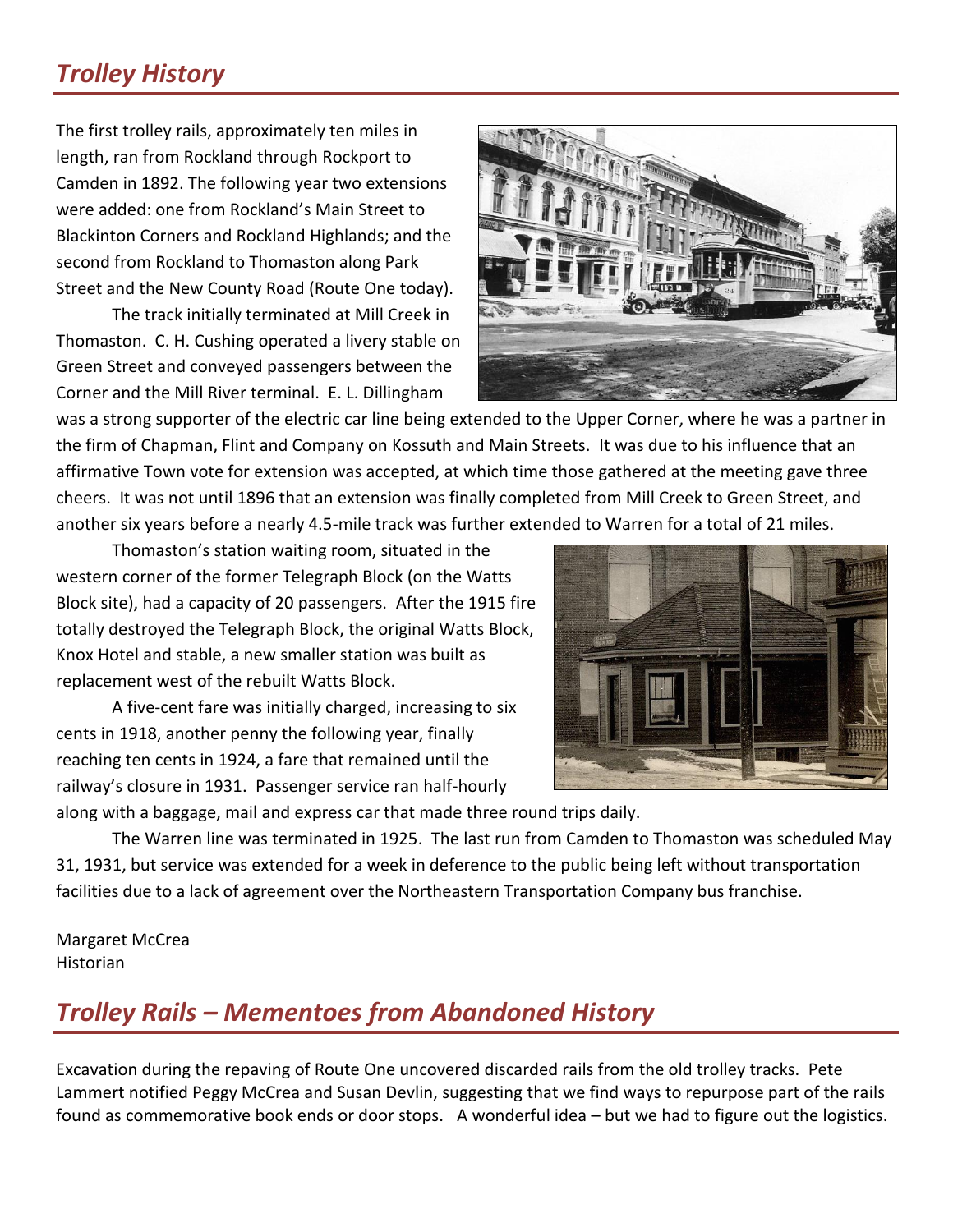## *Trolley History*

The first trolley rails, approximately ten miles in length, ran from Rockland through Rockport to Camden in 1892. The following year two extensions were added: one from Rockland's Main Street to Blackinton Corners and Rockland Highlands; and the second from Rockland to Thomaston along Park Street and the New County Road (Route One today).

The track initially terminated at Mill Creek in Thomaston. C. H. Cushing operated a livery stable on Green Street and conveyed passengers between the Corner and the Mill River terminal. E. L. Dillingham was a strong supporter of the electric car line being extended to the Upper Corner, where he was a partner in the firm of Chapman, Flint and Company on Kossuth and Main Streets. It was due to his influence that an affirmative Town vote for extension was accepted, at which time those gathered at the meeting gave three cheers. It was not until 1896 that an extension was finally completed from Mill Creek to Green Street, and another six years before a nearly 4.5-mile track was further extended to Warren for a total of 21 miles.

Thomaston's station waiting room, situated in the western corner of the former Telegraph Block (on the Watts Block site), had a capacity of 20 passengers. After the 1915 fire totally destroyed the Telegraph Block, the original Watts Block, Knox Hotel and stable, a new smaller station was built as replacement west of the rebuilt Watts Block.

A five-cent fare was initially charged, increasing to six cents in 1918, another penny the following year, finally reaching ten cents in 1924, a fare that remained until the railway's closure in 1931. Passenger service ran half-hourly along with a baggage, mail and express car that made three round trips daily.

The Warren line was terminated in 1925. The last run from Camden to Thomaston was scheduled May 31, 1931, but service was extended for a week in deference to the public being left without transportation facilities due to a lack of agreement over the Northeastern Transportation Company bus franchise.

Margaret McCrea
Historian

## *Trolley Rails – Mementoes from Abandoned History*

Excavation during the repaving of Route One uncovered discarded rails from the old trolley tracks. Pete Lammert notified Peggy McCrea and Susan Devlin, suggesting that we find ways to repurpose part of the rails found as commemorative book ends or door stops. A wonderful idea – but we had to figure out the logistics.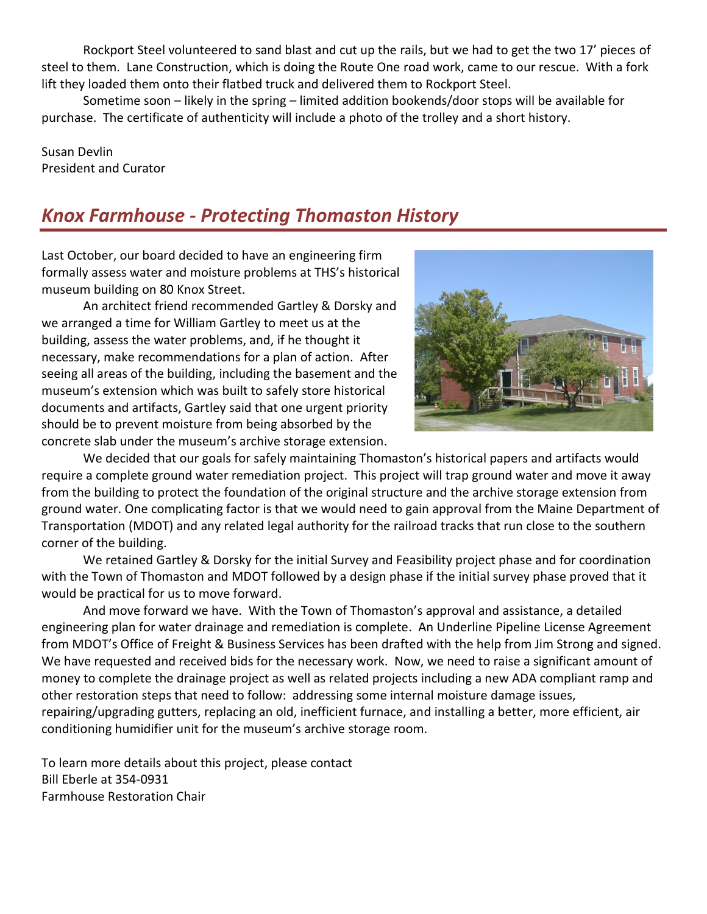Rockport Steel volunteered to sand blast and cut up the rails, but we had to get the two 17' pieces of steel to them. Lane Construction, which is doing the Route One road work, came to our rescue. With a fork lift they loaded them onto their flatbed truck and delivered them to Rockport Steel.

Sometime soon – likely in the spring – limited addition bookends/door stops will be available for purchase. The certificate of authenticity will include a photo of the trolley and a short history.

Susan Devlin
President and Curator

## *Knox Farmhouse - Protecting Thomaston History*

Last October, our board decided to have an engineering firm formally assess water and moisture problems at THS's historical museum building on 80 Knox Street.

An architect friend recommended Gartley & Dorsky and we arranged a time for William Gartley to meet us at the building, assess the water problems, and, if he thought it necessary, make recommendations for a plan of action. After seeing all areas of the building, including the basement and the museum's extension which was built to safely store historical documents and artifacts, Gartley said that one urgent priority should be to prevent moisture from being absorbed by the concrete slab under the museum's archive storage extension.

We decided that our goals for safely maintaining Thomaston's historical papers and artifacts would require a complete ground water remediation project. This project will trap ground water and move it away from the building to protect the foundation of the original structure and the archive storage extension from ground water. One complicating factor is that we would need to gain approval from the Maine Department of Transportation (MDOT) and any related legal authority for the railroad tracks that run close to the southern corner of the building.

We retained Gartley & Dorsky for the initial Survey and Feasibility project phase and for coordination with the Town of Thomaston and MDOT followed by a design phase if the initial survey phase proved that it would be practical for us to move forward.

And move forward we have. With the Town of Thomaston's approval and assistance, a detailed engineering plan for water drainage and remediation is complete. An Underline Pipeline License Agreement from MDOT's Office of Freight & Business Services has been drafted with the help from Jim Strong and signed. We have requested and received bids for the necessary work. Now, we need to raise a significant amount of money to complete the drainage project as well as related projects including a new ADA compliant ramp and other restoration steps that need to follow: addressing some internal moisture damage issues, repairing/upgrading gutters, replacing an old, inefficient furnace, and installing a better, more efficient, air conditioning humidifier unit for the museum's archive storage room.

To learn more details about this project, please contact
Bill Eberle at 354-0931
Farmhouse Restoration Chair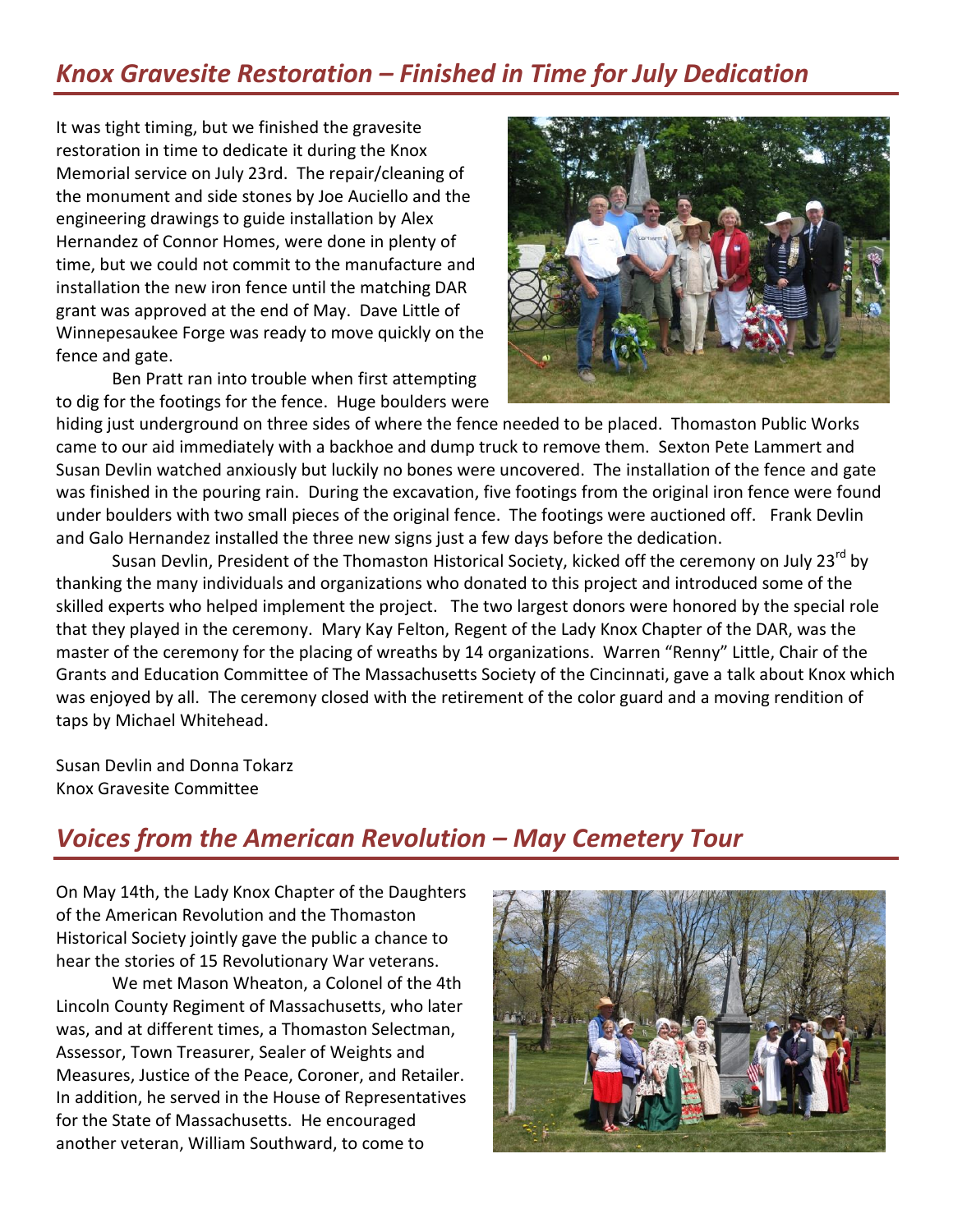## *Knox Gravesite Restoration – Finished in Time for July Dedication*

It was tight timing, but we finished the gravesite restoration in time to dedicate it during the Knox Memorial service on July 23rd. The repair/cleaning of the monument and side stones by Joe Auciello and the engineering drawings to guide installation by Alex Hernandez of Connor Homes, were done in plenty of time, but we could not commit to the manufacture and installation the new iron fence until the matching DAR grant was approved at the end of May. Dave Little of Winnepesaukee Forge was ready to move quickly on the fence and gate.

Ben Pratt ran into trouble when first attempting to dig for the footings for the fence. Huge boulders were hiding just underground on three sides of where the fence needed to be placed. Thomaston Public Works came to our aid immediately with a backhoe and dump truck to remove them. Sexton Pete Lammert and Susan Devlin watched anxiously but luckily no bones were uncovered. The installation of the fence and gate was finished in the pouring rain. During the excavation, five footings from the original iron fence were found under boulders with two small pieces of the original fence. The footings were auctioned off. Frank Devlin and Galo Hernandez installed the three new signs just a few days before the dedication.

Susan Devlin, President of the Thomaston Historical Society, kicked off the ceremony on July 23rd by thanking the many individuals and organizations who donated to this project and introduced some of the skilled experts who helped implement the project. The two largest donors were honored by the special role that they played in the ceremony. Mary Kay Felton, Regent of the Lady Knox Chapter of the DAR, was the master of the ceremony for the placing of wreaths by 14 organizations. Warren "Renny" Little, Chair of the Grants and Education Committee of The Massachusetts Society of the Cincinnati, gave a talk about Knox which was enjoyed by all. The ceremony closed with the retirement of the color guard and a moving rendition of taps by Michael Whitehead.

Susan Devlin and Donna Tokarz
Knox Gravesite Committee

## *Voices from the American Revolution – May Cemetery Tour*

On May 14th, the Lady Knox Chapter of the Daughters of the American Revolution and the Thomaston Historical Society jointly gave the public a chance to hear the stories of 15 Revolutionary War veterans.

We met Mason Wheaton, a Colonel of the 4th Lincoln County Regiment of Massachusetts, who later was, and at different times, a Thomaston Selectman, Assessor, Town Treasurer, Sealer of Weights and Measures, Justice of the Peace, Coroner, and Retailer. In addition, he served in the House of Representatives for the State of Massachusetts. He encouraged another veteran, William Southward, to come to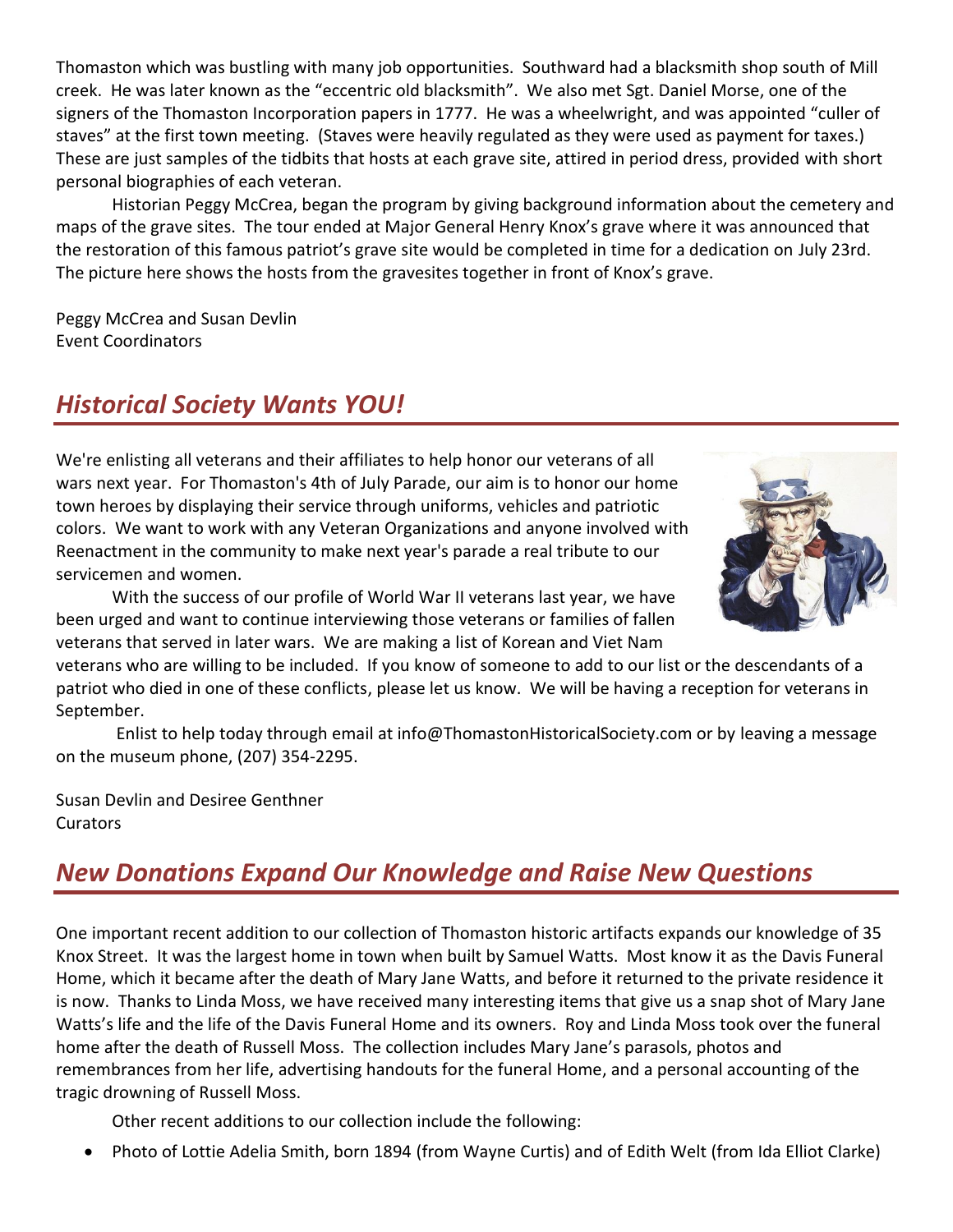Thomaston which was bustling with many job opportunities. Southward had a blacksmith shop south of Mill creek. He was later known as the "eccentric old blacksmith". We also met Sgt. Daniel Morse, one of the signers of the Thomaston Incorporation papers in 1777. He was a wheelwright, and was appointed "culler of staves" at the first town meeting. (Staves were heavily regulated as they were used as payment for taxes.) These are just samples of the tidbits that hosts at each grave site, attired in period dress, provided with short personal biographies of each veteran.

Historian Peggy McCrea, began the program by giving background information about the cemetery and maps of the grave sites. The tour ended at Major General Henry Knox's grave where it was announced that the restoration of this famous patriot's grave site would be completed in time for a dedication on July 23rd. The picture here shows the hosts from the gravesites together in front of Knox's grave.

Peggy McCrea and Susan Devlin
Event Coordinators

## *Historical Society Wants YOU!*

We're enlisting all veterans and their affiliates to help honor our veterans of all wars next year. For Thomaston's 4th of July Parade, our aim is to honor our home town heroes by displaying their service through uniforms, vehicles and patriotic colors. We want to work with any Veteran Organizations and anyone involved with Reenactment in the community to make next year's parade a real tribute to our servicemen and women.

With the success of our profile of World War II veterans last year, we have been urged and want to continue interviewing those veterans or families of fallen veterans that served in later wars. We are making a list of Korean and Viet Nam veterans who are willing to be included. If you know of someone to add to our list or the descendants of a patriot who died in one of these conflicts, please let us know. We will be having a reception for veterans in September.

Enlist to help today through email at info@ThomastonHistoricalSociety.com or by leaving a message on the museum phone, (207) 354-2295.

Susan Devlin and Desiree Genthner
Curators

## *New Donations Expand Our Knowledge and Raise New Questions*

One important recent addition to our collection of Thomaston historic artifacts expands our knowledge of 35 Knox Street. It was the largest home in town when built by Samuel Watts. Most know it as the Davis Funeral Home, which it became after the death of Mary Jane Watts, and before it returned to the private residence it is now. Thanks to Linda Moss, we have received many interesting items that give us a snap shot of Mary Jane Watts's life and the life of the Davis Funeral Home and its owners. Roy and Linda Moss took over the funeral home after the death of Russell Moss. The collection includes Mary Jane's parasols, photos and remembrances from her life, advertising handouts for the funeral Home, and a personal accounting of the tragic drowning of Russell Moss.

Other recent additions to our collection include the following:

- Photo of Lottie Adelia Smith, born 1894 (from Wayne Curtis) and of Edith Welt (from Ida Elliot Clarke)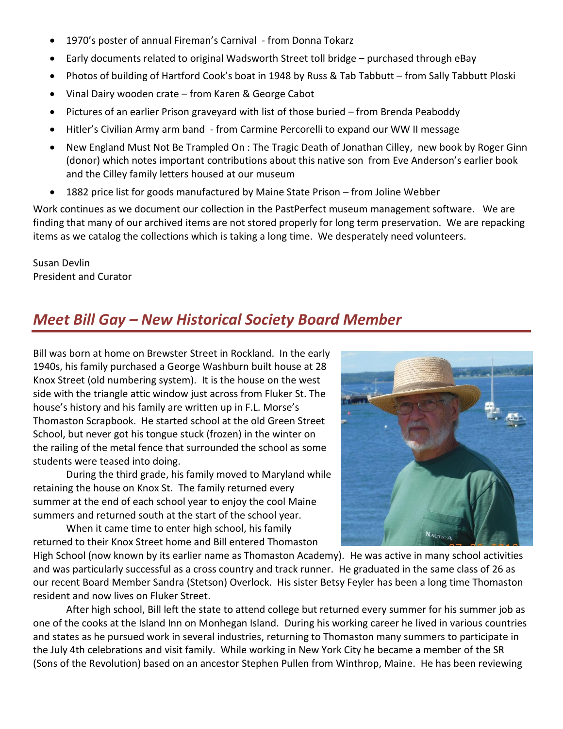- 1970's poster of annual Fireman's Carnival - from Donna Tokarz
- Early documents related to original Wadsworth Street toll bridge – purchased through eBay
- Photos of building of Hartford Cook's boat in 1948 by Russ & Tab Tabbutt – from Sally Tabbutt Ploski
- Vinal Dairy wooden crate – from Karen & George Cabot
- Pictures of an earlier Prison graveyard with list of those buried – from Brenda Peaboddy
- Hitler's Civilian Army arm band - from Carmine Percorelli to expand our WW II message
- New England Must Not Be Trampled On : The Tragic Death of Jonathan Cilley, new book by Roger Ginn (donor) which notes important contributions about this native son from Eve Anderson's earlier book and the Cilley family letters housed at our museum
- 1882 price list for goods manufactured by Maine State Prison – from Joline Webber

Work continues as we document our collection in the PastPerfect museum management software. We are finding that many of our archived items are not stored properly for long term preservation. We are repacking items as we catalog the collections which is taking a long time. We desperately need volunteers.

Susan Devlin
President and Curator

## *Meet Bill Gay – New Historical Society Board Member*

Bill was born at home on Brewster Street in Rockland. In the early 1940s, his family purchased a George Washburn built house at 28 Knox Street (old numbering system). It is the house on the west side with the triangle attic window just across from Fluker St. The house's history and his family are written up in F.L. Morse's Thomaston Scrapbook. He started school at the old Green Street School, but never got his tongue stuck (frozen) in the winter on the railing of the metal fence that surrounded the school as some students were teased into doing.

During the third grade, his family moved to Maryland while retaining the house on Knox St. The family returned every summer at the end of each school year to enjoy the cool Maine summers and returned south at the start of the school year.

When it came time to enter high school, his family returned to their Knox Street home and Bill entered Thomaston High School (now known by its earlier name as Thomaston Academy). He was active in many school activities and was particularly successful as a cross country and track runner. He graduated in the same class of 26 as our recent Board Member Sandra (Stetson) Overlock. His sister Betsy Feyler has been a long time Thomaston resident and now lives on Fluker Street.

After high school, Bill left the state to attend college but returned every summer for his summer job as one of the cooks at the Island Inn on Monhegan Island. During his working career he lived in various countries and states as he pursued work in several industries, returning to Thomaston many summers to participate in the July 4th celebrations and visit family. While working in New York City he became a member of the SR (Sons of the Revolution) based on an ancestor Stephen Pullen from Winthrop, Maine. He has been reviewing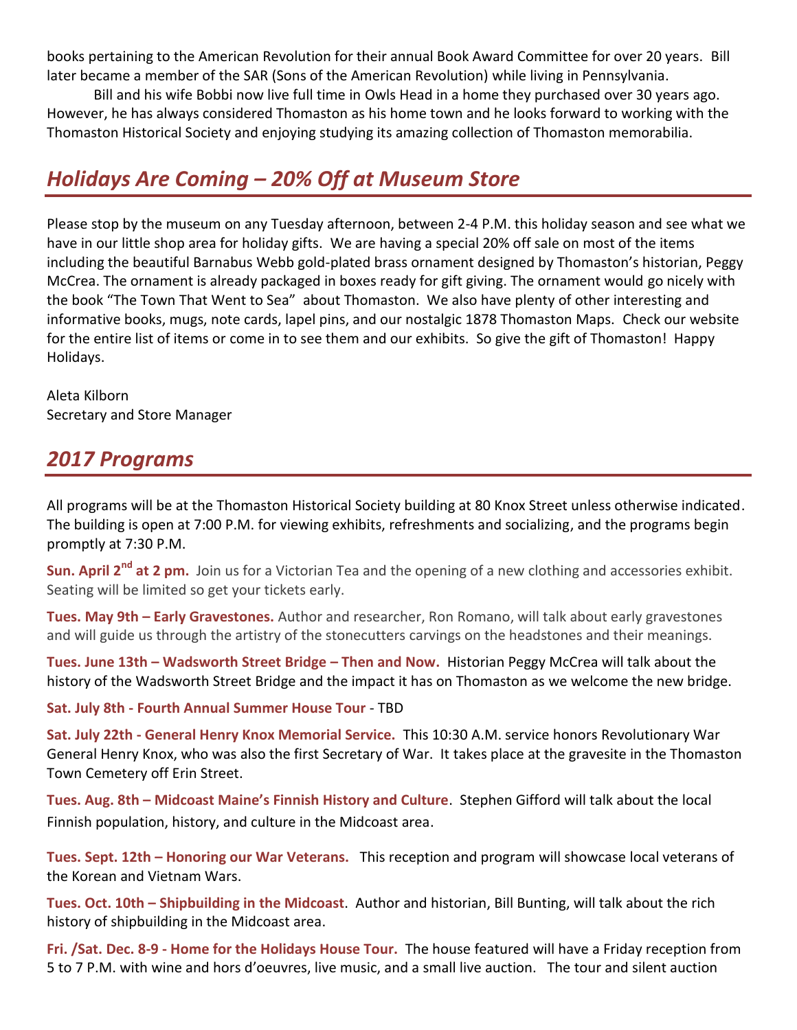books pertaining to the American Revolution for their annual Book Award Committee for over 20 years. Bill later became a member of the SAR (Sons of the American Revolution) while living in Pennsylvania.

Bill and his wife Bobbi now live full time in Owls Head in a home they purchased over 30 years ago. However, he has always considered Thomaston as his home town and he looks forward to working with the Thomaston Historical Society and enjoying studying its amazing collection of Thomaston memorabilia.

## *Holidays Are Coming – 20% Off at Museum Store*

Please stop by the museum on any Tuesday afternoon, between 2-4 P.M. this holiday season and see what we have in our little shop area for holiday gifts. We are having a special 20% off sale on most of the items including the beautiful Barnabus Webb gold-plated brass ornament designed by Thomaston's historian, Peggy McCrea. The ornament is already packaged in boxes ready for gift giving. The ornament would go nicely with the book "The Town That Went to Sea" about Thomaston. We also have plenty of other interesting and informative books, mugs, note cards, lapel pins, and our nostalgic 1878 Thomaston Maps. Check our website for the entire list of items or come in to see them and our exhibits. So give the gift of Thomaston! Happy Holidays.

Aleta Kilborn
Secretary and Store Manager

## *2017 Programs*

All programs will be at the Thomaston Historical Society building at 80 Knox Street unless otherwise indicated. The building is open at 7:00 P.M. for viewing exhibits, refreshments and socializing, and the programs begin promptly at 7:30 P.M.

**Sun. April 2nd at 2 pm.** Join us for a Victorian Tea and the opening of a new clothing and accessories exhibit. Seating will be limited so get your tickets early.

**Tues. May 9th – Early Gravestones.** Author and researcher, Ron Romano, will talk about early gravestones and will guide us through the artistry of the stonecutters carvings on the headstones and their meanings.

**Tues. June 13th – Wadsworth Street Bridge – Then and Now.** Historian Peggy McCrea will talk about the history of the Wadsworth Street Bridge and the impact it has on Thomaston as we welcome the new bridge.

**Sat. July 8th - Fourth Annual Summer House Tour** - TBD

**Sat. July 22th - General Henry Knox Memorial Service.** This 10:30 A.M. service honors Revolutionary War General Henry Knox, who was also the first Secretary of War. It takes place at the gravesite in the Thomaston Town Cemetery off Erin Street.

**Tues. Aug. 8th – Midcoast Maine's Finnish History and Culture**. Stephen Gifford will talk about the local Finnish population, history, and culture in the Midcoast area.

**Tues. Sept. 12th – Honoring our War Veterans.** This reception and program will showcase local veterans of the Korean and Vietnam Wars.

**Tues. Oct. 10th – Shipbuilding in the Midcoast**. Author and historian, Bill Bunting, will talk about the rich history of shipbuilding in the Midcoast area.

**Fri. /Sat. Dec. 8-9 - Home for the Holidays House Tour.** The house featured will have a Friday reception from 5 to 7 P.M. with wine and hors d'oeuvres, live music, and a small live auction. The tour and silent auction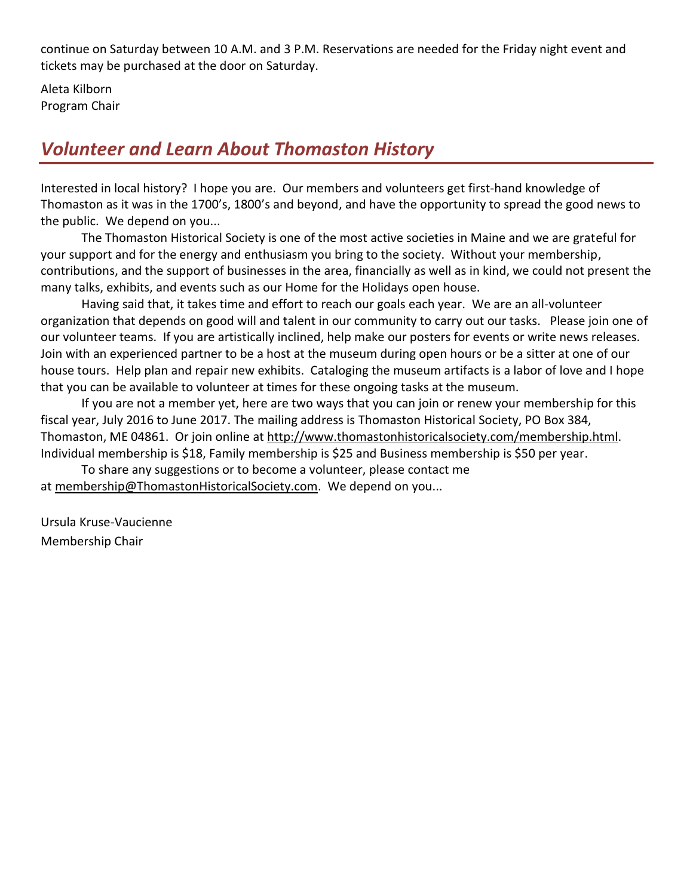continue on Saturday between 10 A.M. and 3 P.M. Reservations are needed for the Friday night event and tickets may be purchased at the door on Saturday.

Aleta Kilborn  
Program Chair

## *Volunteer and Learn About Thomaston History*

Interested in local history? I hope you are. Our members and volunteers get first-hand knowledge of Thomaston as it was in the 1700's, 1800's and beyond, and have the opportunity to spread the good news to the public. We depend on you...

The Thomaston Historical Society is one of the most active societies in Maine and we are grateful for your support and for the energy and enthusiasm you bring to the society. Without your membership, contributions, and the support of businesses in the area, financially as well as in kind, we could not present the many talks, exhibits, and events such as our Home for the Holidays open house.

Having said that, it takes time and effort to reach our goals each year. We are an all-volunteer organization that depends on good will and talent in our community to carry out our tasks. Please join one of our volunteer teams. If you are artistically inclined, help make our posters for events or write news releases. Join with an experienced partner to be a host at the museum during open hours or be a sitter at one of our house tours. Help plan and repair new exhibits. Cataloging the museum artifacts is a labor of love and I hope that you can be available to volunteer at times for these ongoing tasks at the museum.

If you are not a member yet, here are two ways that you can join or renew your membership for this fiscal year, July 2016 to June 2017. The mailing address is Thomaston Historical Society, PO Box 384, Thomaston, ME 04861. Or join online at http://www.thomastonhistoricalsociety.com/membership.html. Individual membership is $18, Family membership is $25 and Business membership is $50 per year.

To share any suggestions or to become a volunteer, please contact me at membership@ThomastonHistoricalSociety.com. We depend on you...

Ursula Kruse-Vaucienne  
Membership Chair